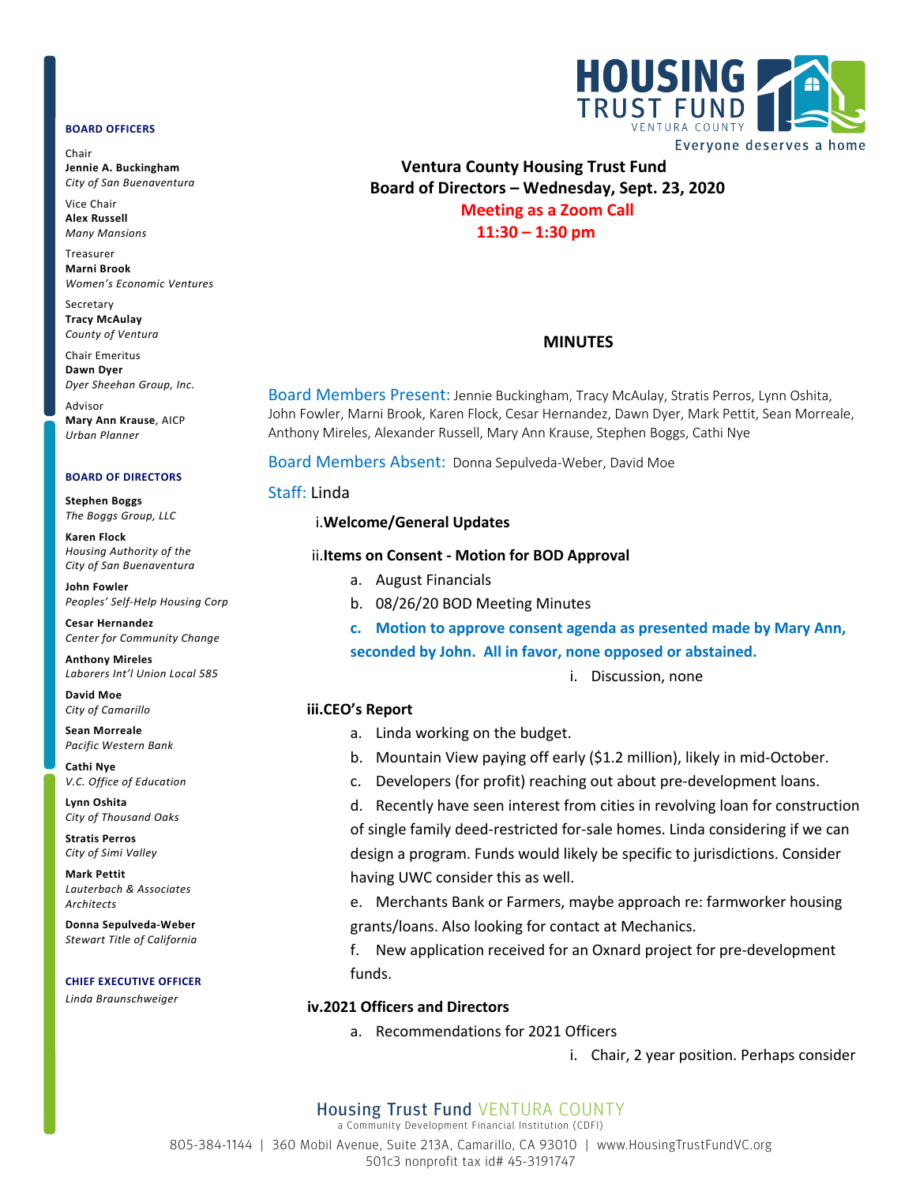**BOARD OFFICERS**

Chair
**Jennie A. Buckingham**
*City of San Buenaventura*

Vice Chair
**Alex Russell**
*Many Mansions*

Treasurer
**Marni Brook**
*Women's Economic Ventures*

Secretary
**Tracy McAulay**
*County of Ventura*

Chair Emeritus
**Dawn Dyer**
*Dyer Sheehan Group, Inc.*

Advisor
**Mary Ann Krause**, AICP
*Urban Planner*

**BOARD OF DIRECTORS**

**Stephen Boggs**
*The Boggs Group, LLC*

**Karen Flock**
*Housing Authority of the City of San Buenaventura*

**John Fowler**
*Peoples' Self-Help Housing Corp*

**Cesar Hernandez**
*Center for Community Change*

**Anthony Mireles**
*Laborers Int'l Union Local 585*

**David Moe**
*City of Camarillo*

**Sean Morreale**
*Pacific Western Bank*

**Cathi Nye**
*V.C. Office of Education*

**Lynn Oshita**
*City of Thousand Oaks*

**Stratis Perros**
*City of Simi Valley*

**Mark Pettit**
*Lauterbach & Associates Architects*

**Donna Sepulveda-Weber**
*Stewart Title of California*

**CHIEF EXECUTIVE OFFICER**

*Linda Braunschweiger*

HOUSING TRUST FUND VENTURA COUNTY
Everyone deserves a home

**Ventura County Housing Trust Fund**
**Board of Directors – Wednesday, Sept. 23, 2020**
**Meeting as a Zoom Call**
**11:30 – 1:30 pm**

## MINUTES

Board Members Present: Jennie Buckingham, Tracy McAulay, Stratis Perros, Lynn Oshita, John Fowler, Marni Brook, Karen Flock, Cesar Hernandez, Dawn Dyer, Mark Pettit, Sean Morreale, Anthony Mireles, Alexander Russell, Mary Ann Krause, Stephen Boggs, Cathi Nye

Board Members Absent: Donna Sepulveda-Weber, David Moe

Staff: Linda

i. **Welcome/General Updates**

ii. **Items on Consent - Motion for BOD Approval**

a. August Financials

b. 08/26/20 BOD Meeting Minutes

**c. Motion to approve consent agenda as presented made by Mary Ann, seconded by John. All in favor, none opposed or abstained.**

i. Discussion, none

iii. **CEO's Report**

a. Linda working on the budget.

b. Mountain View paying off early ($1.2 million), likely in mid-October.

c. Developers (for profit) reaching out about pre-development loans.

d. Recently have seen interest from cities in revolving loan for construction of single family deed-restricted for-sale homes. Linda considering if we can design a program. Funds would likely be specific to jurisdictions. Consider having UWC consider this as well.

e. Merchants Bank or Farmers, maybe approach re: farmworker housing grants/loans. Also looking for contact at Mechanics.

f. New application received for an Oxnard project for pre-development funds.

iv. **2021 Officers and Directors**

a. Recommendations for 2021 Officers

i. Chair, 2 year position. Perhaps consider

Housing Trust Fund VENTURA COUNTY
a Community Development Financial Institution (CDFI)
805-384-1144 | 360 Mobil Avenue, Suite 213A, Camarillo, CA 93010 | www.HousingTrustFundVC.org
501c3 nonprofit tax id# 45-3191747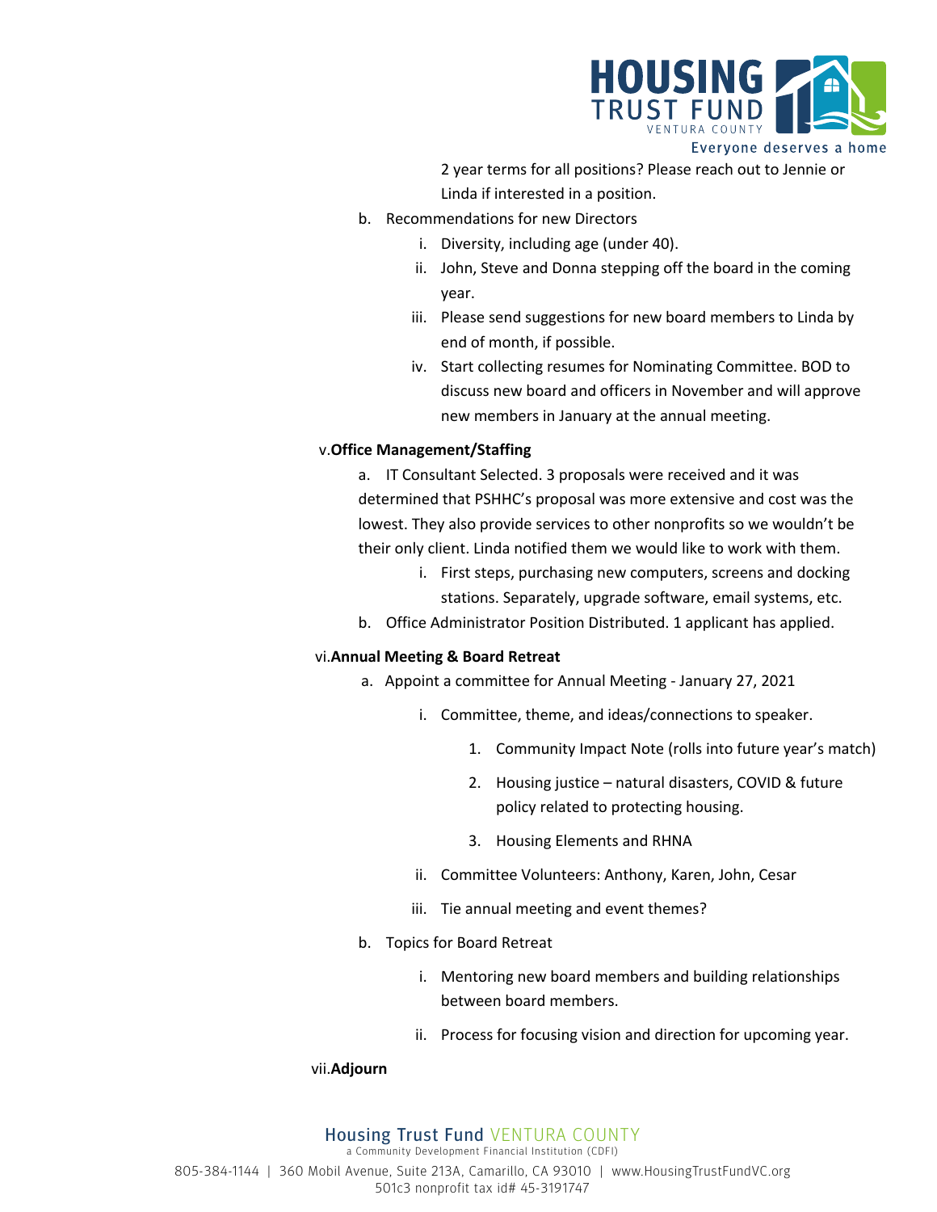2 year terms for all positions? Please reach out to Jennie or Linda if interested in a position.

b. Recommendations for new Directors
    i. Diversity, including age (under 40).
    ii. John, Steve and Donna stepping off the board in the coming year.
    iii. Please send suggestions for new board members to Linda by end of month, if possible.
    iv. Start collecting resumes for Nominating Committee. BOD to discuss new board and officers in November and will approve new members in January at the annual meeting.

v. **Office Management/Staffing**

a. IT Consultant Selected. 3 proposals were received and it was determined that PSHHC's proposal was more extensive and cost was the lowest. They also provide services to other nonprofits so we wouldn't be their only client. Linda notified them we would like to work with them.
    i. First steps, purchasing new computers, screens and docking stations. Separately, upgrade software, email systems, etc.

b. Office Administrator Position Distributed. 1 applicant has applied.

vi. **Annual Meeting & Board Retreat**

a. Appoint a committee for Annual Meeting - January 27, 2021
    i. Committee, theme, and ideas/connections to speaker.
        1. Community Impact Note (rolls into future year's match)
        2. Housing justice – natural disasters, COVID & future policy related to protecting housing.
        3. Housing Elements and RHNA
    ii. Committee Volunteers: Anthony, Karen, John, Cesar
    iii. Tie annual meeting and event themes?

b. Topics for Board Retreat
    i. Mentoring new board members and building relationships between board members.
    ii. Process for focusing vision and direction for upcoming year.

vii. **Adjourn**